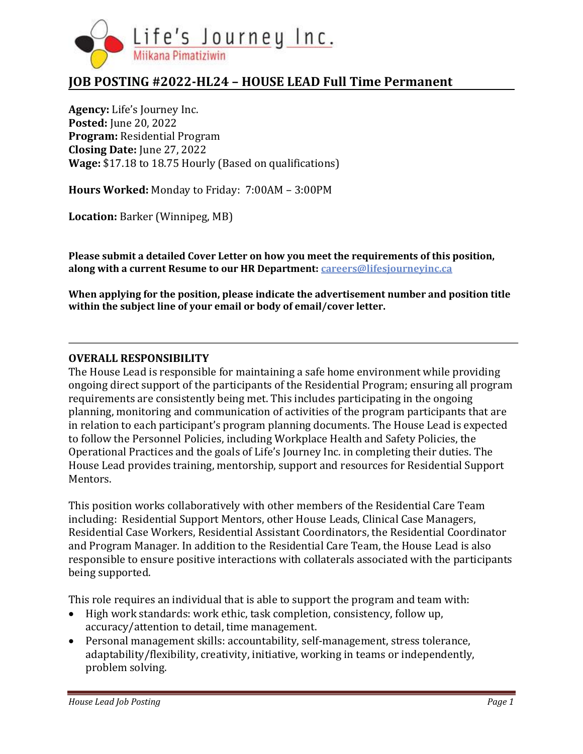Life's Journey Inc.
Miikana Pimatiziwin

# JOB POSTING #2022-HL24 – HOUSE LEAD Full Time Permanent

**Agency:** Life's Journey Inc.
**Posted:** June 20, 2022
**Program:** Residential Program
**Closing Date:** June 27, 2022
**Wage:** $17.18 to 18.75 Hourly (Based on qualifications)

**Hours Worked:** Monday to Friday: 7:00AM – 3:00PM

**Location:** Barker (Winnipeg, MB)

**Please submit a detailed Cover Letter on how you meet the requirements of this position, along with a current Resume to our HR Department: careers@lifesjourneyinc.ca**

**When applying for the position, please indicate the advertisement number and position title within the subject line of your email or body of email/cover letter.**

---

## OVERALL RESPONSIBILITY

The House Lead is responsible for maintaining a safe home environment while providing ongoing direct support of the participants of the Residential Program; ensuring all program requirements are consistently being met. This includes participating in the ongoing planning, monitoring and communication of activities of the program participants that are in relation to each participant's program planning documents. The House Lead is expected to follow the Personnel Policies, including Workplace Health and Safety Policies, the Operational Practices and the goals of Life's Journey Inc. in completing their duties. The House Lead provides training, mentorship, support and resources for Residential Support Mentors.

This position works collaboratively with other members of the Residential Care Team including: Residential Support Mentors, other House Leads, Clinical Case Managers, Residential Case Workers, Residential Assistant Coordinators, the Residential Coordinator and Program Manager. In addition to the Residential Care Team, the House Lead is also responsible to ensure positive interactions with collaterals associated with the participants being supported.

This role requires an individual that is able to support the program and team with:

- High work standards: work ethic, task completion, consistency, follow up, accuracy/attention to detail, time management.
- Personal management skills: accountability, self-management, stress tolerance, adaptability/flexibility, creativity, initiative, working in teams or independently, problem solving.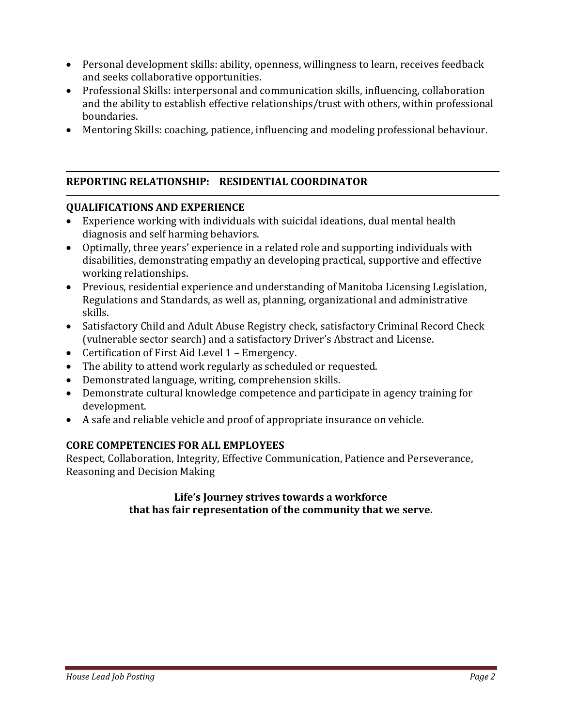- Personal development skills: ability, openness, willingness to learn, receives feedback and seeks collaborative opportunities.
- Professional Skills: interpersonal and communication skills, influencing, collaboration and the ability to establish effective relationships/trust with others, within professional boundaries.
- Mentoring Skills: coaching, patience, influencing and modeling professional behaviour.

## REPORTING RELATIONSHIP: RESIDENTIAL COORDINATOR

## QUALIFICATIONS AND EXPERIENCE

- Experience working with individuals with suicidal ideations, dual mental health diagnosis and self harming behaviors.
- Optimally, three years' experience in a related role and supporting individuals with disabilities, demonstrating empathy an developing practical, supportive and effective working relationships.
- Previous, residential experience and understanding of Manitoba Licensing Legislation, Regulations and Standards, as well as, planning, organizational and administrative skills.
- Satisfactory Child and Adult Abuse Registry check, satisfactory Criminal Record Check (vulnerable sector search) and a satisfactory Driver's Abstract and License.
- Certification of First Aid Level 1 – Emergency.
- The ability to attend work regularly as scheduled or requested.
- Demonstrated language, writing, comprehension skills.
- Demonstrate cultural knowledge competence and participate in agency training for development.
- A safe and reliable vehicle and proof of appropriate insurance on vehicle.

## CORE COMPETENCIES FOR ALL EMPLOYEES

Respect, Collaboration, Integrity, Effective Communication, Patience and Perseverance, Reasoning and Decision Making

**Life's Journey strives towards a workforce that has fair representation of the community that we serve.**